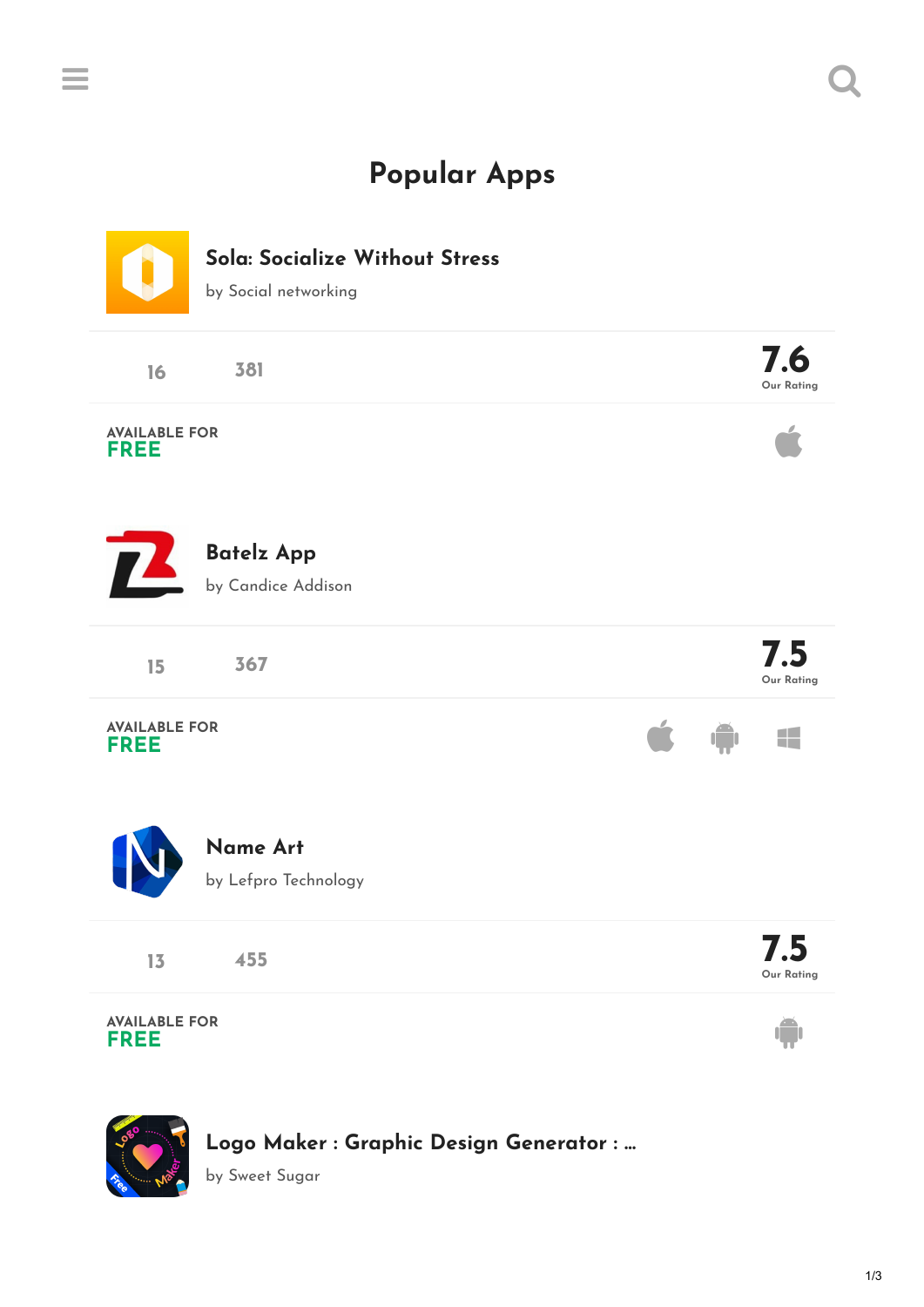# Popular Apps

## Sola: Socialize Without Stress

by Social networking

16 381

**7.6**
Our Rating

AVAILABLE FOR
**FREE**

## Batelz App

by Candice Addison

15 367

**7.5**
Our Rating

AVAILABLE FOR
**FREE**

## Name Art

by Lefpro Technology

13 455

**7.5**
Our Rating

AVAILABLE FOR
**FREE**

## Logo Maker : Graphic Design Generator : ...

by Sweet Sugar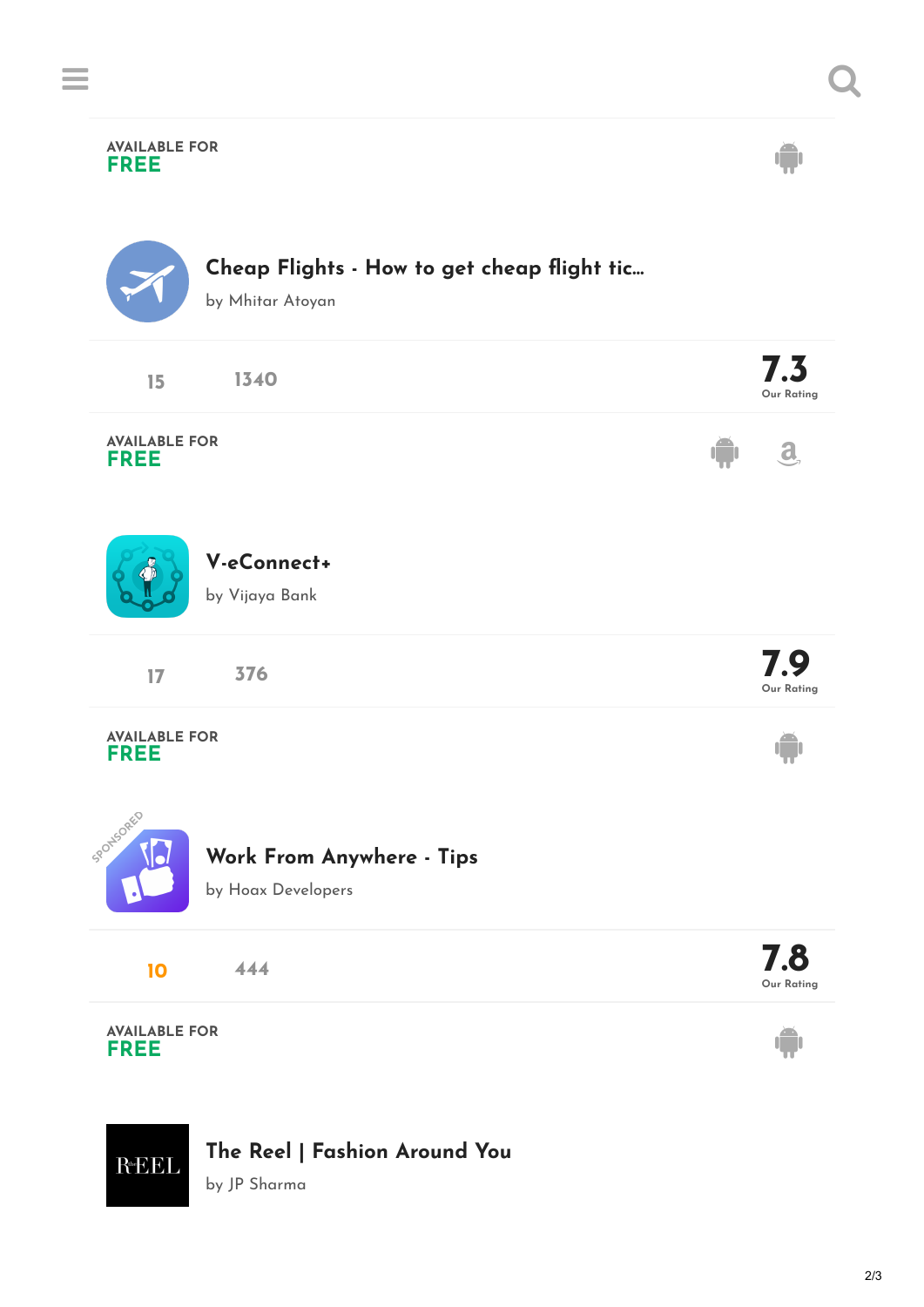AVAILABLE FOR
**FREE**

### Cheap Flights - How to get cheap flight tic...

by Mhitar Atoyan

15 1340

**7.3**
Our Rating

AVAILABLE FOR
**FREE**

### V-eConnect+

by Vijaya Bank

17 376

**7.9**
Our Rating

AVAILABLE FOR
**FREE**

SPONSORED

### Work From Anywhere - Tips

by Hoax Developers

10 444

**7.8**
Our Rating

AVAILABLE FOR
**FREE**

### The Reel | Fashion Around You

by JP Sharma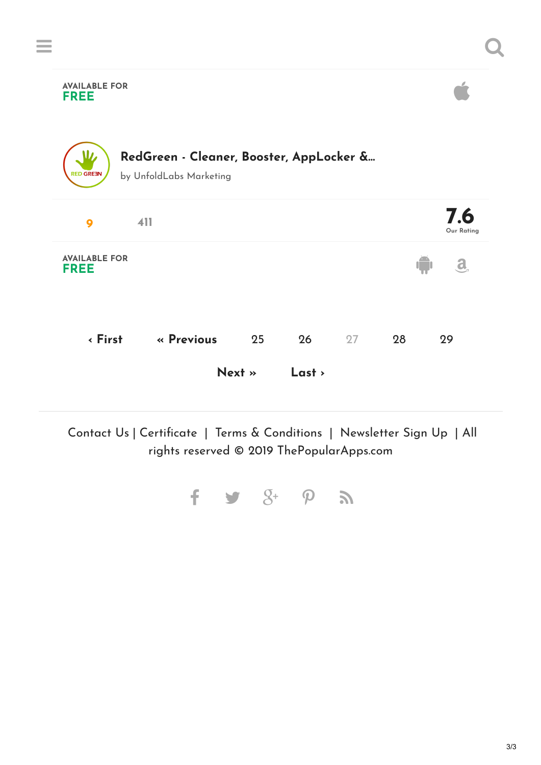AVAILABLE FOR
**FREE**

**RedGreen - Cleaner, Booster, AppLocker &...**

by UnfoldLabs Marketing

9 411

**7.6**
Our Rating

AVAILABLE FOR
**FREE**

‹ First « Previous 25 26 27 28 29 Next » Last ›

Contact Us | Certificate | Terms & Conditions | Newsletter Sign Up | All rights reserved © 2019 ThePopularApps.com